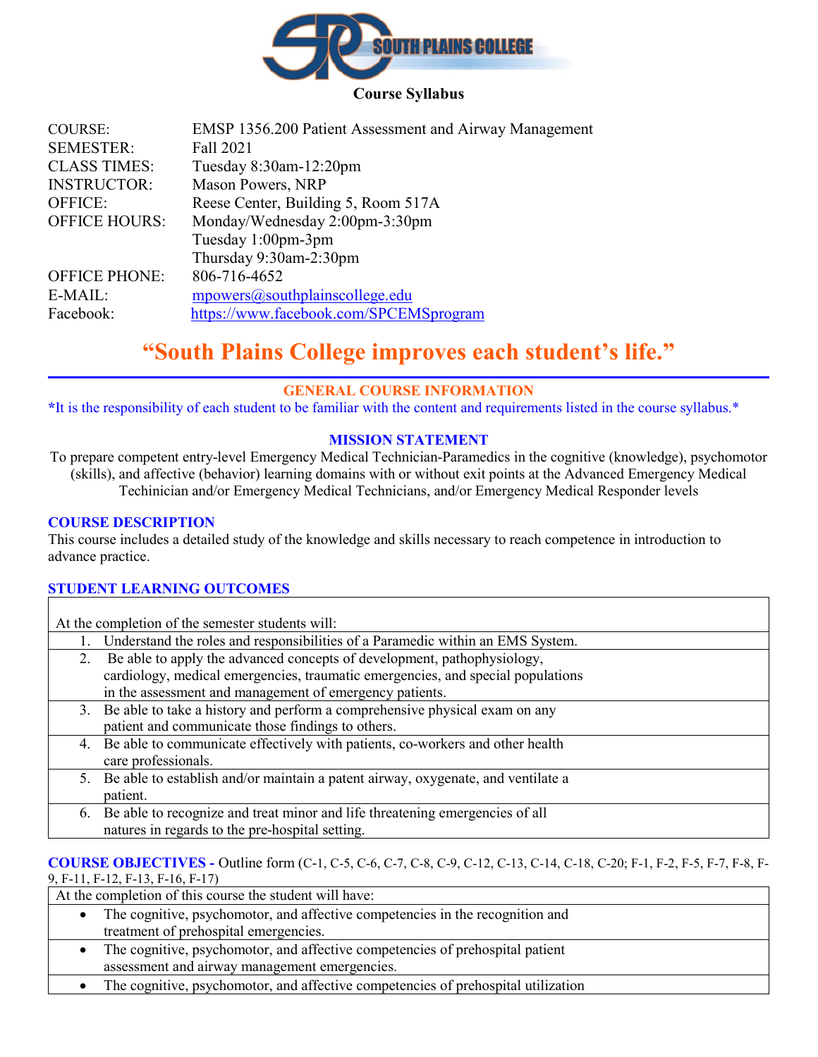**Course Syllabus**

| | |
|---|---|
| COURSE: | EMSP 1356.200 Patient Assessment and Airway Management |
| SEMESTER: | Fall 2021 |
| CLASS TIMES: | Tuesday 8:30am-12:20pm |
| INSTRUCTOR: | Mason Powers, NRP |
| OFFICE: | Reese Center, Building 5, Room 517A |
| OFFICE HOURS: | Monday/Wednesday 2:00pm-3:30pm<br>Tuesday 1:00pm-3pm<br>Thursday 9:30am-2:30pm |
| OFFICE PHONE: | 806-716-4652 |
| E-MAIL: | mpowers@southplainscollege.edu |
| Facebook: | https://www.facebook.com/SPCEMSprogram |

# "South Plains College improves each student's life."

## GENERAL COURSE INFORMATION

*It is the responsibility of each student to be familiar with the content and requirements listed in the course syllabus.*

## MISSION STATEMENT

To prepare competent entry-level Emergency Medical Technician-Paramedics in the cognitive (knowledge), psychomotor (skills), and affective (behavior) learning domains with or without exit points at the Advanced Emergency Medical Techinician and/or Emergency Medical Technicians, and/or Emergency Medical Responder levels

## COURSE DESCRIPTION

This course includes a detailed study of the knowledge and skills necessary to reach competence in introduction to advance practice.

## STUDENT LEARNING OUTCOMES

| At the completion of the semester students will: |
|---|
| 1. Understand the roles and responsibilities of a Paramedic within an EMS System. |
| 2. Be able to apply the advanced concepts of development, pathophysiology, cardiology, medical emergencies, traumatic emergencies, and special populations in the assessment and management of emergency patients. |
| 3. Be able to take a history and perform a comprehensive physical exam on any patient and communicate those findings to others. |
| 4. Be able to communicate effectively with patients, co-workers and other health care professionals. |
| 5. Be able to establish and/or maintain a patent airway, oxygenate, and ventilate a patient. |
| 6. Be able to recognize and treat minor and life threatening emergencies of all natures in regards to the pre-hospital setting. |

**COURSE OBJECTIVES -** Outline form (C-1, C-5, C-6, C-7, C-8, C-9, C-12, C-13, C-14, C-18, C-20; F-1, F-2, F-5, F-7, F-8, F-9, F-11, F-12, F-13, F-16, F-17)

| At the completion of this course the student will have: |
|---|
| • The cognitive, psychomotor, and affective competencies in the recognition and treatment of prehospital emergencies. |
| • The cognitive, psychomotor, and affective competencies of prehospital patient assessment and airway management emergencies. |
| • The cognitive, psychomotor, and affective competencies of prehospital utilization |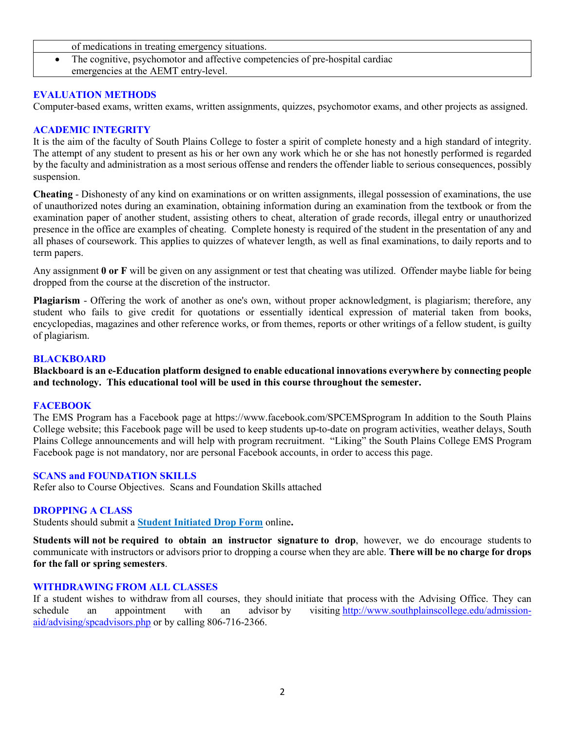| |
|---|
| of medications in treating emergency situations. |
| • The cognitive, psychomotor and affective competencies of pre-hospital cardiac emergencies at the AEMT entry-level. |

## EVALUATION METHODS

Computer-based exams, written exams, written assignments, quizzes, psychomotor exams, and other projects as assigned.

## ACADEMIC INTEGRITY

It is the aim of the faculty of South Plains College to foster a spirit of complete honesty and a high standard of integrity. The attempt of any student to present as his or her own any work which he or she has not honestly performed is regarded by the faculty and administration as a most serious offense and renders the offender liable to serious consequences, possibly suspension.

**Cheating** - Dishonesty of any kind on examinations or on written assignments, illegal possession of examinations, the use of unauthorized notes during an examination, obtaining information during an examination from the textbook or from the examination paper of another student, assisting others to cheat, alteration of grade records, illegal entry or unauthorized presence in the office are examples of cheating. Complete honesty is required of the student in the presentation of any and all phases of coursework. This applies to quizzes of whatever length, as well as final examinations, to daily reports and to term papers.

Any assignment **0 or F** will be given on any assignment or test that cheating was utilized. Offender maybe liable for being dropped from the course at the discretion of the instructor.

**Plagiarism** - Offering the work of another as one's own, without proper acknowledgment, is plagiarism; therefore, any student who fails to give credit for quotations or essentially identical expression of material taken from books, encyclopedias, magazines and other reference works, or from themes, reports or other writings of a fellow student, is guilty of plagiarism.

## BLACKBOARD

**Blackboard is an e-Education platform designed to enable educational innovations everywhere by connecting people and technology. This educational tool will be used in this course throughout the semester.**

## FACEBOOK

The EMS Program has a Facebook page at https://www.facebook.com/SPCEMSprogram In addition to the South Plains College website; this Facebook page will be used to keep students up-to-date on program activities, weather delays, South Plains College announcements and will help with program recruitment. "Liking" the South Plains College EMS Program Facebook page is not mandatory, nor are personal Facebook accounts, in order to access this page.

## SCANS and FOUNDATION SKILLS

Refer also to Course Objectives. Scans and Foundation Skills attached

## DROPPING A CLASS

Students should submit a **Student Initiated Drop Form** online**.**

**Students will not be required to obtain an instructor signature to drop**, however, we do encourage students to communicate with instructors or advisors prior to dropping a course when they are able. **There will be no charge for drops for the fall or spring semesters**.

## WITHDRAWING FROM ALL CLASSES

If a student wishes to withdraw from all courses, they should initiate that process with the Advising Office. They can schedule an appointment with an advisor by visiting http://www.southplainscollege.edu/admission-aid/advising/spcadvisors.php or by calling 806-716-2366.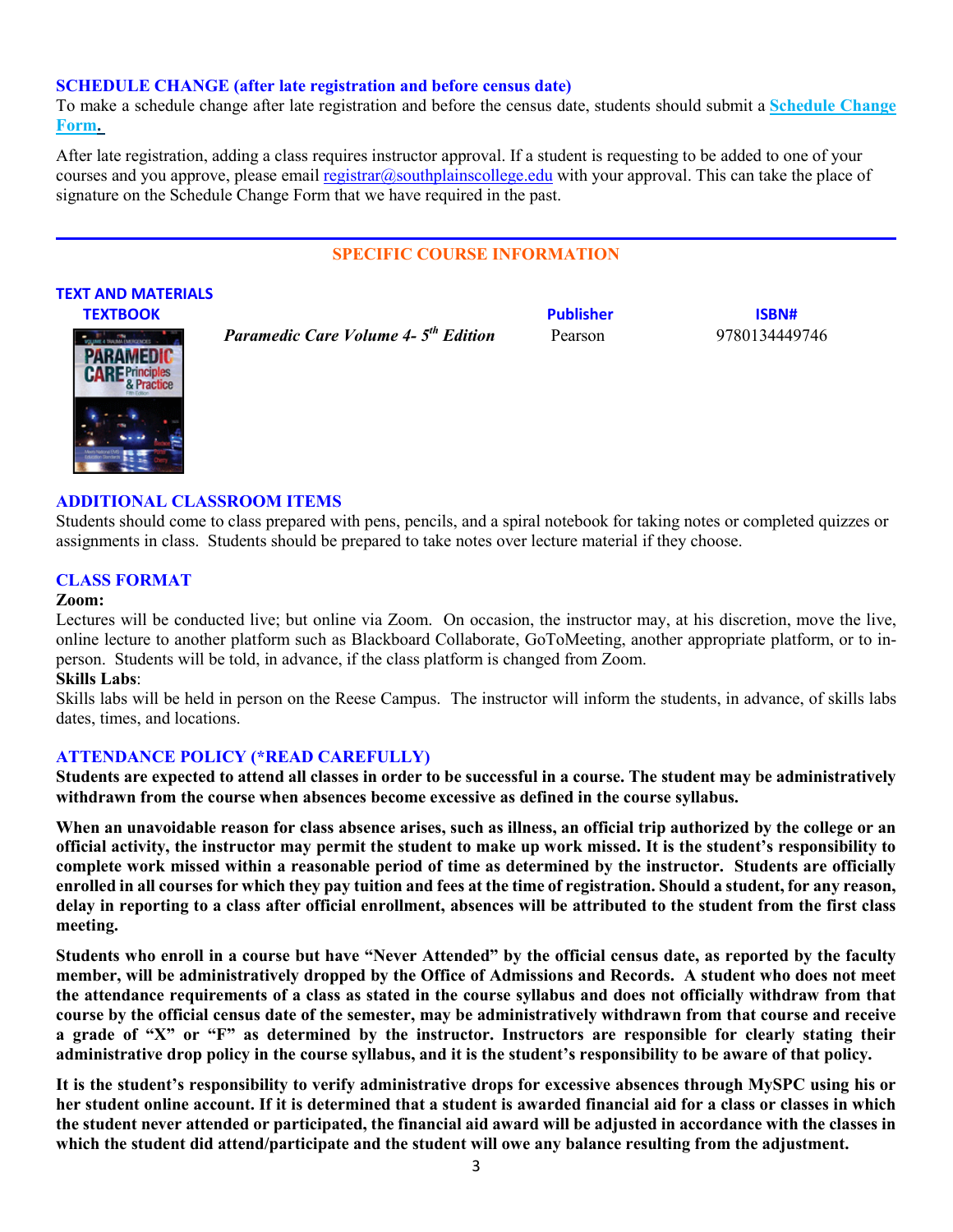### SCHEDULE CHANGE (after late registration and before census date)

To make a schedule change after late registration and before the census date, students should submit a **Schedule Change Form.**

After late registration, adding a class requires instructor approval. If a student is requesting to be added to one of your courses and you approve, please email registrar@southplainscollege.edu with your approval. This can take the place of signature on the Schedule Change Form that we have required in the past.

---

## SPECIFIC COURSE INFORMATION

### TEXT AND MATERIALS

| TEXTBOOK | Publisher | ISBN# |
|---|---|---|
| *Paramedic Care Volume 4- 5th Edition* | Pearson | 9780134449746 |

### ADDITIONAL CLASSROOM ITEMS

Students should come to class prepared with pens, pencils, and a spiral notebook for taking notes or completed quizzes or assignments in class. Students should be prepared to take notes over lecture material if they choose.

### CLASS FORMAT

**Zoom:**

Lectures will be conducted live; but online via Zoom. On occasion, the instructor may, at his discretion, move the live, online lecture to another platform such as Blackboard Collaborate, GoToMeeting, another appropriate platform, or to in-person. Students will be told, in advance, if the class platform is changed from Zoom.

**Skills Labs**:

Skills labs will be held in person on the Reese Campus. The instructor will inform the students, in advance, of skills labs dates, times, and locations.

### ATTENDANCE POLICY (*READ CAREFULLY)

**Students are expected to attend all classes in order to be successful in a course. The student may be administratively withdrawn from the course when absences become excessive as defined in the course syllabus.**

**When an unavoidable reason for class absence arises, such as illness, an official trip authorized by the college or an official activity, the instructor may permit the student to make up work missed. It is the student's responsibility to complete work missed within a reasonable period of time as determined by the instructor. Students are officially enrolled in all courses for which they pay tuition and fees at the time of registration. Should a student, for any reason, delay in reporting to a class after official enrollment, absences will be attributed to the student from the first class meeting.**

**Students who enroll in a course but have "Never Attended" by the official census date, as reported by the faculty member, will be administratively dropped by the Office of Admissions and Records. A student who does not meet the attendance requirements of a class as stated in the course syllabus and does not officially withdraw from that course by the official census date of the semester, may be administratively withdrawn from that course and receive a grade of "X" or "F" as determined by the instructor. Instructors are responsible for clearly stating their administrative drop policy in the course syllabus, and it is the student's responsibility to be aware of that policy.**

**It is the student's responsibility to verify administrative drops for excessive absences through MySPC using his or her student online account. If it is determined that a student is awarded financial aid for a class or classes in which the student never attended or participated, the financial aid award will be adjusted in accordance with the classes in which the student did attend/participate and the student will owe any balance resulting from the adjustment.**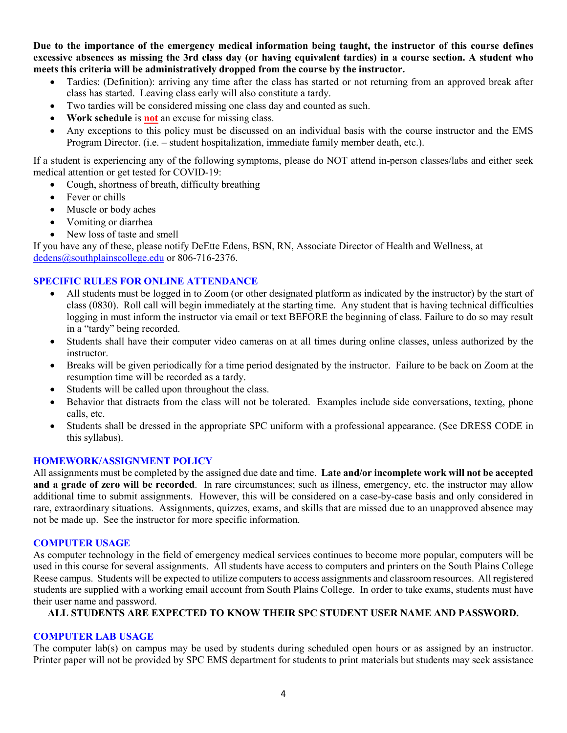**Due to the importance of the emergency medical information being taught, the instructor of this course defines excessive absences as missing the 3rd class day (or having equivalent tardies) in a course section. A student who meets this criteria will be administratively dropped from the course by the instructor.**

- Tardies: (Definition): arriving any time after the class has started or not returning from an approved break after class has started. Leaving class early will also constitute a tardy.
- Two tardies will be considered missing one class day and counted as such.
- **Work schedule** is **not** an excuse for missing class.
- Any exceptions to this policy must be discussed on an individual basis with the course instructor and the EMS Program Director. (i.e. – student hospitalization, immediate family member death, etc.).

If a student is experiencing any of the following symptoms, please do NOT attend in-person classes/labs and either seek medical attention or get tested for COVID-19:

- Cough, shortness of breath, difficulty breathing
- Fever or chills
- Muscle or body aches
- Vomiting or diarrhea
- New loss of taste and smell

If you have any of these, please notify DeEtte Edens, BSN, RN, Associate Director of Health and Wellness, at dedens@southplainscollege.edu or 806-716-2376.

## SPECIFIC RULES FOR ONLINE ATTENDANCE

- All students must be logged in to Zoom (or other designated platform as indicated by the instructor) by the start of class (0830). Roll call will begin immediately at the starting time. Any student that is having technical difficulties logging in must inform the instructor via email or text BEFORE the beginning of class. Failure to do so may result in a "tardy" being recorded.
- Students shall have their computer video cameras on at all times during online classes, unless authorized by the instructor.
- Breaks will be given periodically for a time period designated by the instructor. Failure to be back on Zoom at the resumption time will be recorded as a tardy.
- Students will be called upon throughout the class.
- Behavior that distracts from the class will not be tolerated. Examples include side conversations, texting, phone calls, etc.
- Students shall be dressed in the appropriate SPC uniform with a professional appearance. (See DRESS CODE in this syllabus).

## HOMEWORK/ASSIGNMENT POLICY

All assignments must be completed by the assigned due date and time. **Late and/or incomplete work will not be accepted and a grade of zero will be recorded**. In rare circumstances; such as illness, emergency, etc. the instructor may allow additional time to submit assignments. However, this will be considered on a case-by-case basis and only considered in rare, extraordinary situations. Assignments, quizzes, exams, and skills that are missed due to an unapproved absence may not be made up. See the instructor for more specific information.

## COMPUTER USAGE

As computer technology in the field of emergency medical services continues to become more popular, computers will be used in this course for several assignments. All students have access to computers and printers on the South Plains College Reese campus. Students will be expected to utilize computers to access assignments and classroom resources. All registered students are supplied with a working email account from South Plains College. In order to take exams, students must have their user name and password.

**ALL STUDENTS ARE EXPECTED TO KNOW THEIR SPC STUDENT USER NAME AND PASSWORD.**

## COMPUTER LAB USAGE

The computer lab(s) on campus may be used by students during scheduled open hours or as assigned by an instructor. Printer paper will not be provided by SPC EMS department for students to print materials but students may seek assistance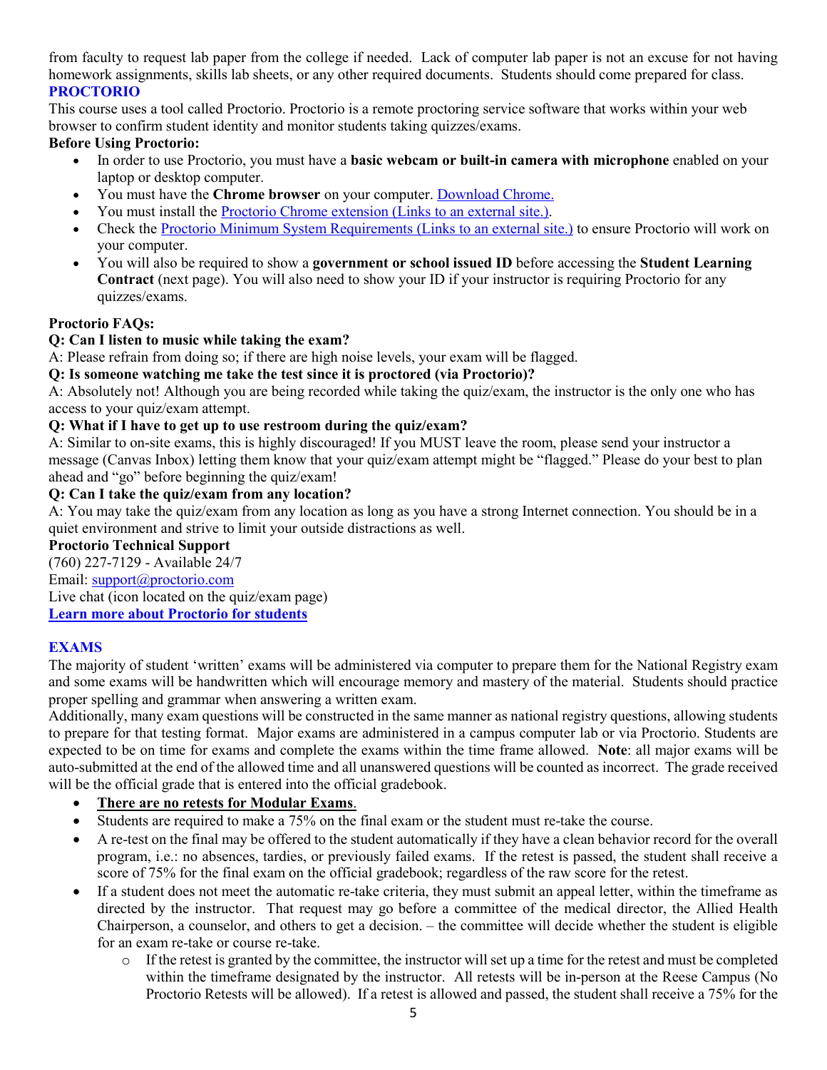from faculty to request lab paper from the college if needed. Lack of computer lab paper is not an excuse for not having homework assignments, skills lab sheets, or any other required documents. Students should come prepared for class.

## PROCTORIO

This course uses a tool called Proctorio. Proctorio is a remote proctoring service software that works within your web browser to confirm student identity and monitor students taking quizzes/exams.

**Before Using Proctorio:**

- In order to use Proctorio, you must have a **basic webcam or built-in camera with microphone** enabled on your laptop or desktop computer.
- You must have the **Chrome browser** on your computer. Download Chrome.
- You must install the Proctorio Chrome extension (Links to an external site.).
- Check the Proctorio Minimum System Requirements (Links to an external site.) to ensure Proctorio will work on your computer.
- You will also be required to show a **government or school issued ID** before accessing the **Student Learning Contract** (next page). You will also need to show your ID if your instructor is requiring Proctorio for any quizzes/exams.

**Proctorio FAQs:**

**Q: Can I listen to music while taking the exam?**
A: Please refrain from doing so; if there are high noise levels, your exam will be flagged.

**Q: Is someone watching me take the test since it is proctored (via Proctorio)?**
A: Absolutely not! Although you are being recorded while taking the quiz/exam, the instructor is the only one who has access to your quiz/exam attempt.

**Q: What if I have to get up to use restroom during the quiz/exam?**
A: Similar to on-site exams, this is highly discouraged! If you MUST leave the room, please send your instructor a message (Canvas Inbox) letting them know that your quiz/exam attempt might be "flagged." Please do your best to plan ahead and "go" before beginning the quiz/exam!

**Q: Can I take the quiz/exam from any location?**
A: You may take the quiz/exam from any location as long as you have a strong Internet connection. You should be in a quiet environment and strive to limit your outside distractions as well.

**Proctorio Technical Support**
(760) 227-7129 - Available 24/7
Email: support@proctorio.com
Live chat (icon located on the quiz/exam page)
**Learn more about Proctorio for students**

## EXAMS

The majority of student 'written' exams will be administered via computer to prepare them for the National Registry exam and some exams will be handwritten which will encourage memory and mastery of the material. Students should practice proper spelling and grammar when answering a written exam.
Additionally, many exam questions will be constructed in the same manner as national registry questions, allowing students to prepare for that testing format. Major exams are administered in a campus computer lab or via Proctorio. Students are expected to be on time for exams and complete the exams within the time frame allowed. **Note**: all major exams will be auto-submitted at the end of the allowed time and all unanswered questions will be counted as incorrect. The grade received will be the official grade that is entered into the official gradebook.

- **There are no retests for Modular Exams**.
- Students are required to make a 75% on the final exam or the student must re-take the course.
- A re-test on the final may be offered to the student automatically if they have a clean behavior record for the overall program, i.e.: no absences, tardies, or previously failed exams. If the retest is passed, the student shall receive a score of 75% for the final exam on the official gradebook; regardless of the raw score for the retest.
- If a student does not meet the automatic re-take criteria, they must submit an appeal letter, within the timeframe as directed by the instructor. That request may go before a committee of the medical director, the Allied Health Chairperson, a counselor, and others to get a decision. – the committee will decide whether the student is eligible for an exam re-take or course re-take.
    - If the retest is granted by the committee, the instructor will set up a time for the retest and must be completed within the timeframe designated by the instructor. All retests will be in-person at the Reese Campus (No Proctorio Retests will be allowed). If a retest is allowed and passed, the student shall receive a 75% for the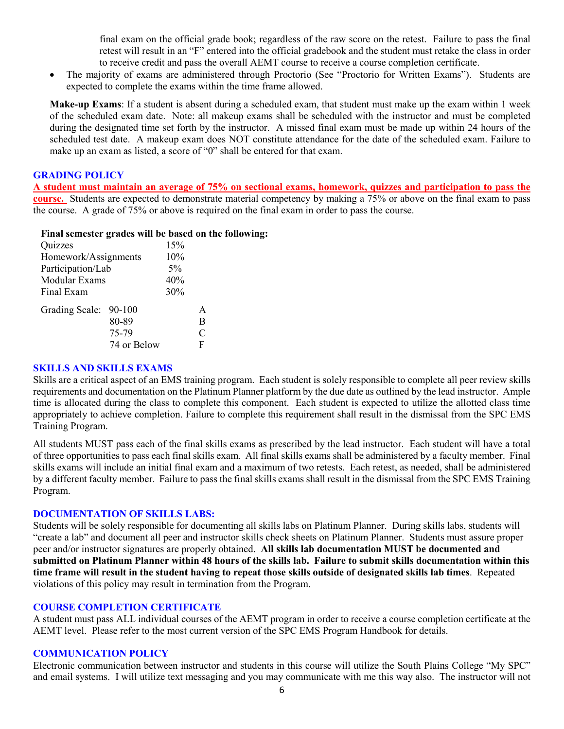final exam on the official grade book; regardless of the raw score on the retest. Failure to pass the final retest will result in an "F" entered into the official gradebook and the student must retake the class in order to receive credit and pass the overall AEMT course to receive a course completion certificate.

- The majority of exams are administered through Proctorio (See "Proctorio for Written Exams"). Students are expected to complete the exams within the time frame allowed.

**Make-up Exams**: If a student is absent during a scheduled exam, that student must make up the exam within 1 week of the scheduled exam date. Note: all makeup exams shall be scheduled with the instructor and must be completed during the designated time set forth by the instructor. A missed final exam must be made up within 24 hours of the scheduled test date. A makeup exam does NOT constitute attendance for the date of the scheduled exam. Failure to make up an exam as listed, a score of "0" shall be entered for that exam.

## GRADING POLICY

**A student must maintain an average of 75% on sectional exams, homework, quizzes and participation to pass the course.** Students are expected to demonstrate material competency by making a 75% or above on the final exam to pass the course. A grade of 75% or above is required on the final exam in order to pass the course.

**Final semester grades will be based on the following:**

| | |
|---|---|
| Quizzes | 15% |
| Homework/Assignments | 10% |
| Participation/Lab | 5% |
| Modular Exams | 40% |
| Final Exam | 30% |

| Grading Scale: | | |
|---|---|---|
| | 90-100 | A |
| | 80-89 | B |
| | 75-79 | C |
| | 74 or Below | F |

## SKILLS AND SKILLS EXAMS

Skills are a critical aspect of an EMS training program. Each student is solely responsible to complete all peer review skills requirements and documentation on the Platinum Planner platform by the due date as outlined by the lead instructor. Ample time is allocated during the class to complete this component. Each student is expected to utilize the allotted class time appropriately to achieve completion. Failure to complete this requirement shall result in the dismissal from the SPC EMS Training Program.

All students MUST pass each of the final skills exams as prescribed by the lead instructor. Each student will have a total of three opportunities to pass each final skills exam. All final skills exams shall be administered by a faculty member. Final skills exams will include an initial final exam and a maximum of two retests. Each retest, as needed, shall be administered by a different faculty member. Failure to pass the final skills exams shall result in the dismissal from the SPC EMS Training Program.

## DOCUMENTATION OF SKILLS LABS:

Students will be solely responsible for documenting all skills labs on Platinum Planner. During skills labs, students will "create a lab" and document all peer and instructor skills check sheets on Platinum Planner. Students must assure proper peer and/or instructor signatures are properly obtained. **All skills lab documentation MUST be documented and submitted on Platinum Planner within 48 hours of the skills lab. Failure to submit skills documentation within this time frame will result in the student having to repeat those skills outside of designated skills lab times**. Repeated violations of this policy may result in termination from the Program.

## COURSE COMPLETION CERTIFICATE

A student must pass ALL individual courses of the AEMT program in order to receive a course completion certificate at the AEMT level. Please refer to the most current version of the SPC EMS Program Handbook for details.

## COMMUNICATION POLICY

Electronic communication between instructor and students in this course will utilize the South Plains College "My SPC" and email systems. I will utilize text messaging and you may communicate with me this way also. The instructor will not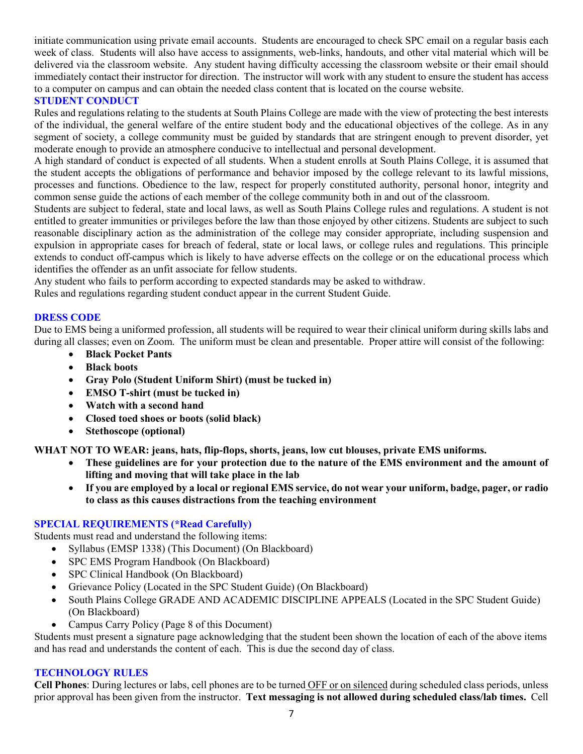initiate communication using private email accounts. Students are encouraged to check SPC email on a regular basis each week of class. Students will also have access to assignments, web-links, handouts, and other vital material which will be delivered via the classroom website. Any student having difficulty accessing the classroom website or their email should immediately contact their instructor for direction. The instructor will work with any student to ensure the student has access to a computer on campus and can obtain the needed class content that is located on the course website.

## STUDENT CONDUCT

Rules and regulations relating to the students at South Plains College are made with the view of protecting the best interests of the individual, the general welfare of the entire student body and the educational objectives of the college. As in any segment of society, a college community must be guided by standards that are stringent enough to prevent disorder, yet moderate enough to provide an atmosphere conducive to intellectual and personal development.

A high standard of conduct is expected of all students. When a student enrolls at South Plains College, it is assumed that the student accepts the obligations of performance and behavior imposed by the college relevant to its lawful missions, processes and functions. Obedience to the law, respect for properly constituted authority, personal honor, integrity and common sense guide the actions of each member of the college community both in and out of the classroom.

Students are subject to federal, state and local laws, as well as South Plains College rules and regulations. A student is not entitled to greater immunities or privileges before the law than those enjoyed by other citizens. Students are subject to such reasonable disciplinary action as the administration of the college may consider appropriate, including suspension and expulsion in appropriate cases for breach of federal, state or local laws, or college rules and regulations. This principle extends to conduct off-campus which is likely to have adverse effects on the college or on the educational process which identifies the offender as an unfit associate for fellow students.

Any student who fails to perform according to expected standards may be asked to withdraw.

Rules and regulations regarding student conduct appear in the current Student Guide.

## DRESS CODE

Due to EMS being a uniformed profession, all students will be required to wear their clinical uniform during skills labs and during all classes; even on Zoom. The uniform must be clean and presentable. Proper attire will consist of the following:

- **Black Pocket Pants**
- **Black boots**
- **Gray Polo (Student Uniform Shirt) (must be tucked in)**
- **EMSO T-shirt (must be tucked in)**
- **Watch with a second hand**
- **Closed toed shoes or boots (solid black)**
- **Stethoscope (optional)**

**WHAT NOT TO WEAR: jeans, hats, flip-flops, shorts, jeans, low cut blouses, private EMS uniforms.**

- **These guidelines are for your protection due to the nature of the EMS environment and the amount of lifting and moving that will take place in the lab**
- **If you are employed by a local or regional EMS service, do not wear your uniform, badge, pager, or radio to class as this causes distractions from the teaching environment**

## SPECIAL REQUIREMENTS (*Read Carefully)

Students must read and understand the following items:

- Syllabus (EMSP 1338) (This Document) (On Blackboard)
- SPC EMS Program Handbook (On Blackboard)
- SPC Clinical Handbook (On Blackboard)
- Grievance Policy (Located in the SPC Student Guide) (On Blackboard)
- South Plains College GRADE AND ACADEMIC DISCIPLINE APPEALS (Located in the SPC Student Guide) (On Blackboard)
- Campus Carry Policy (Page 8 of this Document)

Students must present a signature page acknowledging that the student been shown the location of each of the above items and has read and understands the content of each. This is due the second day of class.

## TECHNOLOGY RULES

**Cell Phones**: During lectures or labs, cell phones are to be turned OFF or on silenced during scheduled class periods, unless prior approval has been given from the instructor. **Text messaging is not allowed during scheduled class/lab times.** Cell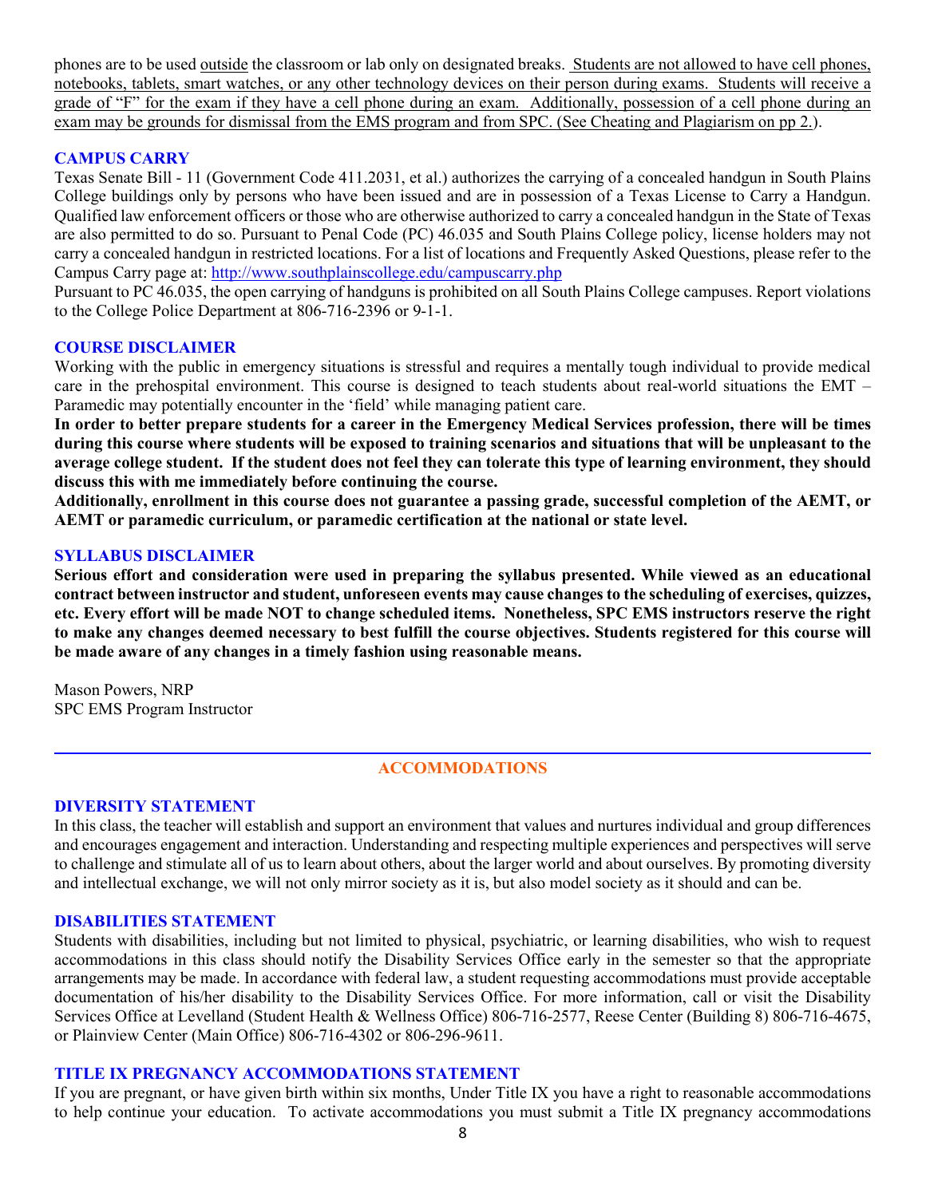phones are to be used outside the classroom or lab only on designated breaks. Students are not allowed to have cell phones, notebooks, tablets, smart watches, or any other technology devices on their person during exams. Students will receive a grade of "F" for the exam if they have a cell phone during an exam. Additionally, possession of a cell phone during an exam may be grounds for dismissal from the EMS program and from SPC. (See Cheating and Plagiarism on pp 2.).

### CAMPUS CARRY

Texas Senate Bill - 11 (Government Code 411.2031, et al.) authorizes the carrying of a concealed handgun in South Plains College buildings only by persons who have been issued and are in possession of a Texas License to Carry a Handgun. Qualified law enforcement officers or those who are otherwise authorized to carry a concealed handgun in the State of Texas are also permitted to do so. Pursuant to Penal Code (PC) 46.035 and South Plains College policy, license holders may not carry a concealed handgun in restricted locations. For a list of locations and Frequently Asked Questions, please refer to the Campus Carry page at: http://www.southplainscollege.edu/campuscarry.php

Pursuant to PC 46.035, the open carrying of handguns is prohibited on all South Plains College campuses. Report violations to the College Police Department at 806-716-2396 or 9-1-1.

### COURSE DISCLAIMER

Working with the public in emergency situations is stressful and requires a mentally tough individual to provide medical care in the prehospital environment. This course is designed to teach students about real-world situations the EMT – Paramedic may potentially encounter in the 'field' while managing patient care.

**In order to better prepare students for a career in the Emergency Medical Services profession, there will be times during this course where students will be exposed to training scenarios and situations that will be unpleasant to the average college student. If the student does not feel they can tolerate this type of learning environment, they should discuss this with me immediately before continuing the course.**

**Additionally, enrollment in this course does not guarantee a passing grade, successful completion of the AEMT, or AEMT or paramedic curriculum, or paramedic certification at the national or state level.**

### SYLLABUS DISCLAIMER

**Serious effort and consideration were used in preparing the syllabus presented. While viewed as an educational contract between instructor and student, unforeseen events may cause changes to the scheduling of exercises, quizzes, etc. Every effort will be made NOT to change scheduled items. Nonetheless, SPC EMS instructors reserve the right to make any changes deemed necessary to best fulfill the course objectives. Students registered for this course will be made aware of any changes in a timely fashion using reasonable means.**

Mason Powers, NRP
SPC EMS Program Instructor

---

## ACCOMMODATIONS

### DIVERSITY STATEMENT

In this class, the teacher will establish and support an environment that values and nurtures individual and group differences and encourages engagement and interaction. Understanding and respecting multiple experiences and perspectives will serve to challenge and stimulate all of us to learn about others, about the larger world and about ourselves. By promoting diversity and intellectual exchange, we will not only mirror society as it is, but also model society as it should and can be.

### DISABILITIES STATEMENT

Students with disabilities, including but not limited to physical, psychiatric, or learning disabilities, who wish to request accommodations in this class should notify the Disability Services Office early in the semester so that the appropriate arrangements may be made. In accordance with federal law, a student requesting accommodations must provide acceptable documentation of his/her disability to the Disability Services Office. For more information, call or visit the Disability Services Office at Levelland (Student Health & Wellness Office) 806-716-2577, Reese Center (Building 8) 806-716-4675, or Plainview Center (Main Office) 806-716-4302 or 806-296-9611.

### TITLE IX PREGNANCY ACCOMMODATIONS STATEMENT

If you are pregnant, or have given birth within six months, Under Title IX you have a right to reasonable accommodations to help continue your education. To activate accommodations you must submit a Title IX pregnancy accommodations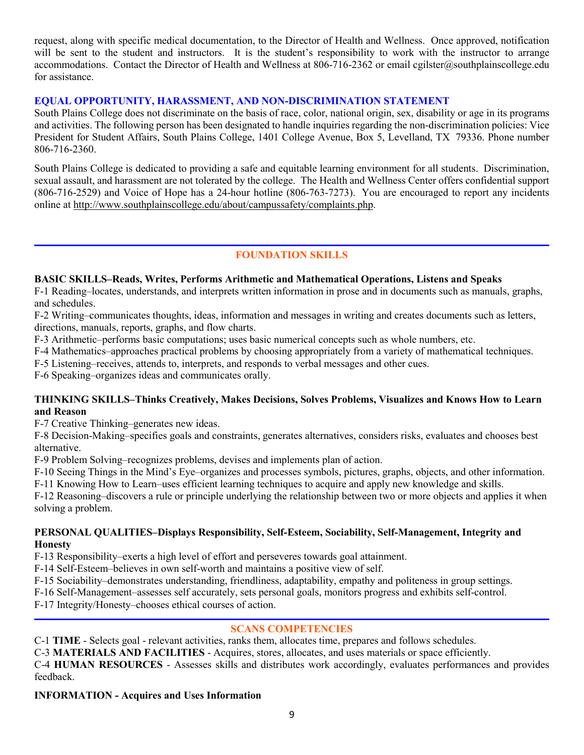request, along with specific medical documentation, to the Director of Health and Wellness. Once approved, notification will be sent to the student and instructors. It is the student's responsibility to work with the instructor to arrange accommodations. Contact the Director of Health and Wellness at 806-716-2362 or email cgilster@southplainscollege.edu for assistance.

### EQUAL OPPORTUNITY, HARASSMENT, AND NON-DISCRIMINATION STATEMENT

South Plains College does not discriminate on the basis of race, color, national origin, sex, disability or age in its programs and activities. The following person has been designated to handle inquiries regarding the non-discrimination policies: Vice President for Student Affairs, South Plains College, 1401 College Avenue, Box 5, Levelland, TX 79336. Phone number 806-716-2360.

South Plains College is dedicated to providing a safe and equitable learning environment for all students. Discrimination, sexual assault, and harassment are not tolerated by the college. The Health and Wellness Center offers confidential support (806-716-2529) and Voice of Hope has a 24-hour hotline (806-763-7273). You are encouraged to report any incidents online at http://www.southplainscollege.edu/about/campussafety/complaints.php.

---

## FOUNDATION SKILLS

**BASIC SKILLS–Reads, Writes, Performs Arithmetic and Mathematical Operations, Listens and Speaks**

F-1 Reading–locates, understands, and interprets written information in prose and in documents such as manuals, graphs, and schedules.

F-2 Writing–communicates thoughts, ideas, information and messages in writing and creates documents such as letters, directions, manuals, reports, graphs, and flow charts.

F-3 Arithmetic–performs basic computations; uses basic numerical concepts such as whole numbers, etc.

F-4 Mathematics–approaches practical problems by choosing appropriately from a variety of mathematical techniques.

F-5 Listening–receives, attends to, interprets, and responds to verbal messages and other cues.

F-6 Speaking–organizes ideas and communicates orally.

**THINKING SKILLS–Thinks Creatively, Makes Decisions, Solves Problems, Visualizes and Knows How to Learn and Reason**

F-7 Creative Thinking–generates new ideas.

F-8 Decision-Making–specifies goals and constraints, generates alternatives, considers risks, evaluates and chooses best alternative.

F-9 Problem Solving–recognizes problems, devises and implements plan of action.

F-10 Seeing Things in the Mind's Eye–organizes and processes symbols, pictures, graphs, objects, and other information.

F-11 Knowing How to Learn–uses efficient learning techniques to acquire and apply new knowledge and skills.

F-12 Reasoning–discovers a rule or principle underlying the relationship between two or more objects and applies it when solving a problem.

**PERSONAL QUALITIES–Displays Responsibility, Self-Esteem, Sociability, Self-Management, Integrity and Honesty**

F-13 Responsibility–exerts a high level of effort and perseveres towards goal attainment.

F-14 Self-Esteem–believes in own self-worth and maintains a positive view of self.

F-15 Sociability–demonstrates understanding, friendliness, adaptability, empathy and politeness in group settings.

F-16 Self-Management–assesses self accurately, sets personal goals, monitors progress and exhibits self-control.

F-17 Integrity/Honesty–chooses ethical courses of action.

---

## SCANS COMPETENCIES

C-1 **TIME** - Selects goal - relevant activities, ranks them, allocates time, prepares and follows schedules.

C-3 **MATERIALS AND FACILITIES** - Acquires, stores, allocates, and uses materials or space efficiently.

C-4 **HUMAN RESOURCES** - Assesses skills and distributes work accordingly, evaluates performances and provides feedback.

**INFORMATION - Acquires and Uses Information**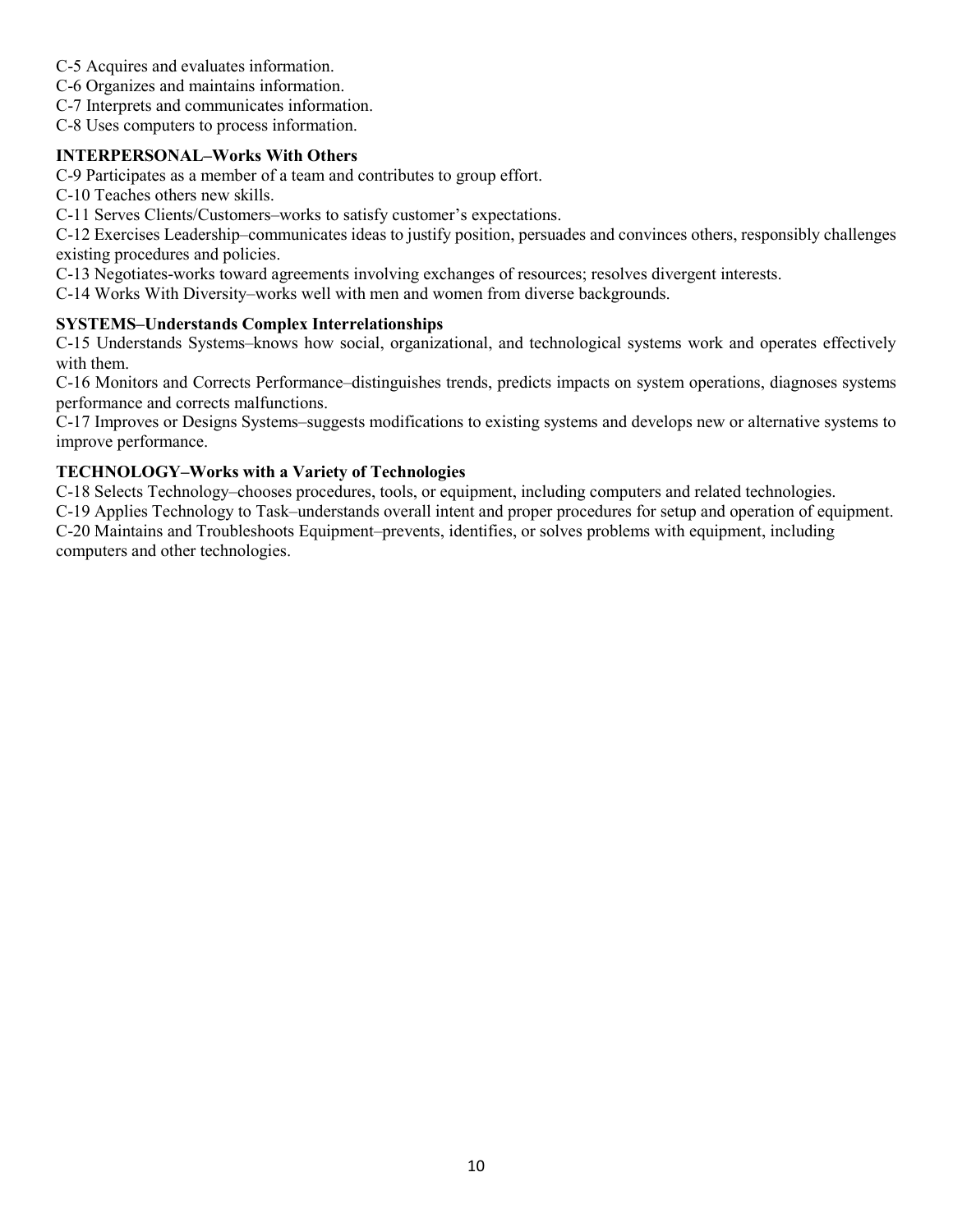C-5 Acquires and evaluates information.
C-6 Organizes and maintains information.
C-7 Interprets and communicates information.
C-8 Uses computers to process information.

**INTERPERSONAL–Works With Others**

C-9 Participates as a member of a team and contributes to group effort.
C-10 Teaches others new skills.
C-11 Serves Clients/Customers–works to satisfy customer's expectations.
C-12 Exercises Leadership–communicates ideas to justify position, persuades and convinces others, responsibly challenges existing procedures and policies.
C-13 Negotiates-works toward agreements involving exchanges of resources; resolves divergent interests.
C-14 Works With Diversity–works well with men and women from diverse backgrounds.

**SYSTEMS–Understands Complex Interrelationships**

C-15 Understands Systems–knows how social, organizational, and technological systems work and operates effectively with them.
C-16 Monitors and Corrects Performance–distinguishes trends, predicts impacts on system operations, diagnoses systems performance and corrects malfunctions.
C-17 Improves or Designs Systems–suggests modifications to existing systems and develops new or alternative systems to improve performance.

**TECHNOLOGY–Works with a Variety of Technologies**

C-18 Selects Technology–chooses procedures, tools, or equipment, including computers and related technologies.
C-19 Applies Technology to Task–understands overall intent and proper procedures for setup and operation of equipment.
C-20 Maintains and Troubleshoots Equipment–prevents, identifies, or solves problems with equipment, including computers and other technologies.